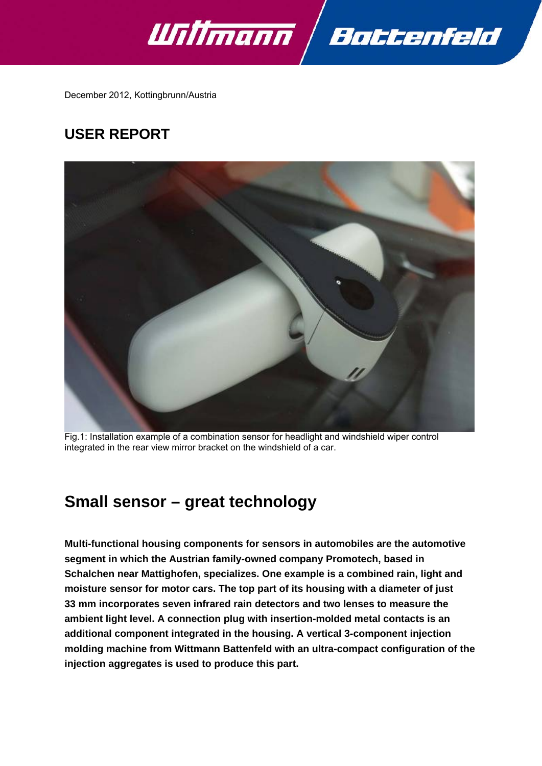December 2012, Kottingbrunn/Austria

## USER REPORT

Fig.1: Installation example of a combination sensor for headlight and windshield wiper control integrated in the rear view mirror bracket on the windshield of a car.

# Small sensor – great technology

**Multi-functional housing components for sensors in automobiles are the automotive segment in which the Austrian family-owned company Promotech, based in Schalchen near Mattighofen, specializes. One example is a combined rain, light and moisture sensor for motor cars. The top part of its housing with a diameter of just 33 mm incorporates seven infrared rain detectors and two lenses to measure the ambient light level. A connection plug with insertion-molded metal contacts is an additional component integrated in the housing. A vertical 3-component injection molding machine from Wittmann Battenfeld with an ultra-compact configuration of the injection aggregates is used to produce this part.**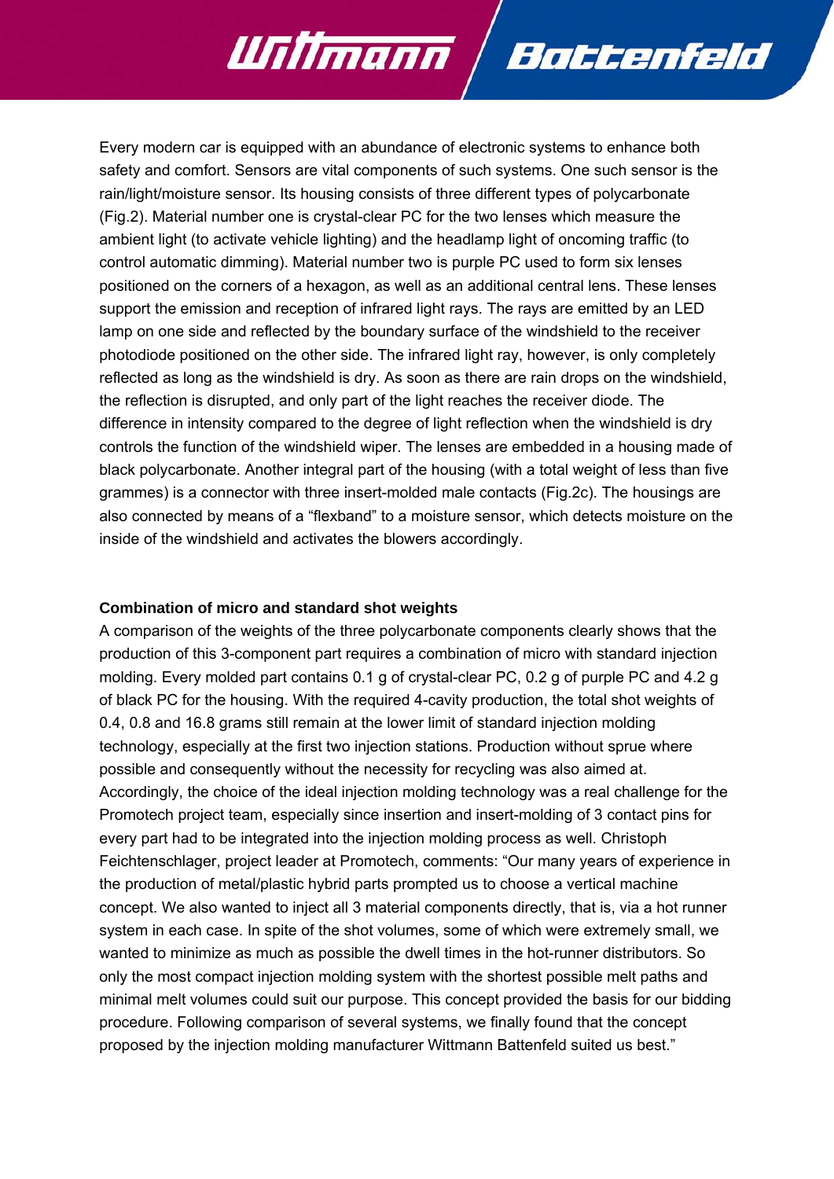Every modern car is equipped with an abundance of electronic systems to enhance both safety and comfort. Sensors are vital components of such systems. One such sensor is the rain/light/moisture sensor. Its housing consists of three different types of polycarbonate (Fig.2). Material number one is crystal-clear PC for the two lenses which measure the ambient light (to activate vehicle lighting) and the headlamp light of oncoming traffic (to control automatic dimming). Material number two is purple PC used to form six lenses positioned on the corners of a hexagon, as well as an additional central lens. These lenses support the emission and reception of infrared light rays. The rays are emitted by an LED lamp on one side and reflected by the boundary surface of the windshield to the receiver photodiode positioned on the other side. The infrared light ray, however, is only completely reflected as long as the windshield is dry. As soon as there are rain drops on the windshield, the reflection is disrupted, and only part of the light reaches the receiver diode. The difference in intensity compared to the degree of light reflection when the windshield is dry controls the function of the windshield wiper. The lenses are embedded in a housing made of black polycarbonate. Another integral part of the housing (with a total weight of less than five grammes) is a connector with three insert-molded male contacts (Fig.2c). The housings are also connected by means of a “flexband” to a moisture sensor, which detects moisture on the inside of the windshield and activates the blowers accordingly.

**Combination of micro and standard shot weights**

A comparison of the weights of the three polycarbonate components clearly shows that the production of this 3-component part requires a combination of micro with standard injection molding. Every molded part contains 0.1 g of crystal-clear PC, 0.2 g of purple PC and 4.2 g of black PC for the housing. With the required 4-cavity production, the total shot weights of 0.4, 0.8 and 16.8 grams still remain at the lower limit of standard injection molding technology, especially at the first two injection stations. Production without sprue where possible and consequently without the necessity for recycling was also aimed at. Accordingly, the choice of the ideal injection molding technology was a real challenge for the Promotech project team, especially since insertion and insert-molding of 3 contact pins for every part had to be integrated into the injection molding process as well. Christoph Feichtenschlager, project leader at Promotech, comments: “Our many years of experience in the production of metal/plastic hybrid parts prompted us to choose a vertical machine concept. We also wanted to inject all 3 material components directly, that is, via a hot runner system in each case. In spite of the shot volumes, some of which were extremely small, we wanted to minimize as much as possible the dwell times in the hot-runner distributors. So only the most compact injection molding system with the shortest possible melt paths and minimal melt volumes could suit our purpose. This concept provided the basis for our bidding procedure. Following comparison of several systems, we finally found that the concept proposed by the injection molding manufacturer Wittmann Battenfeld suited us best.”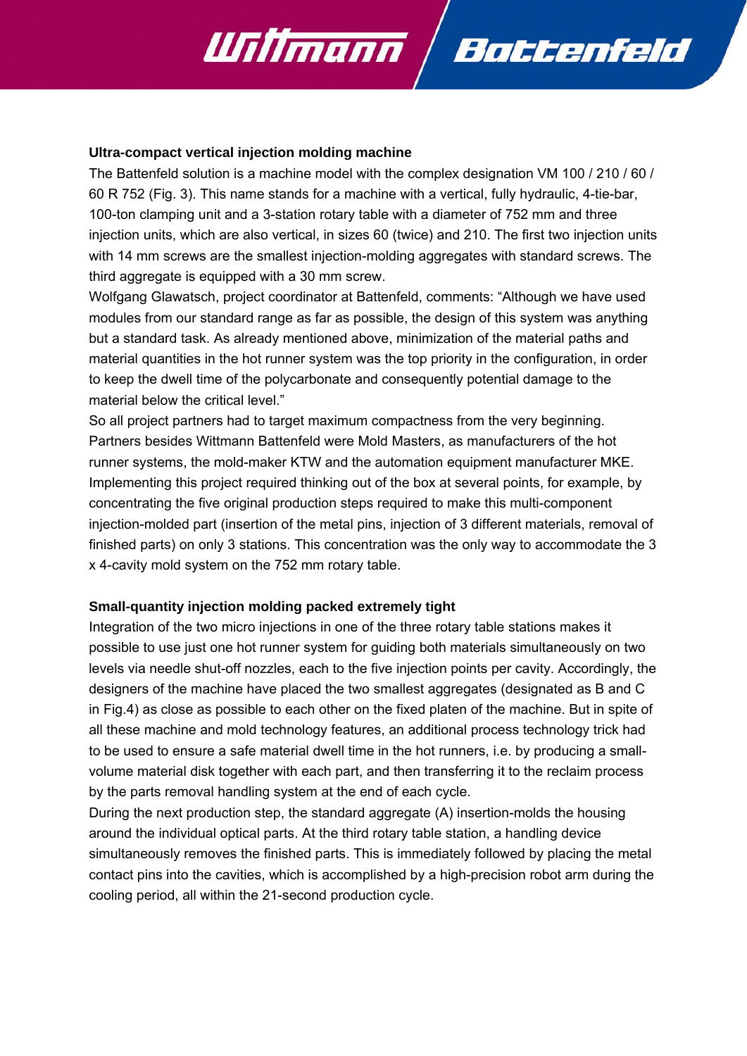## Ultra-compact vertical injection molding machine

The Battenfeld solution is a machine model with the complex designation VM 100 / 210 / 60 / 60 R 752 (Fig. 3). This name stands for a machine with a vertical, fully hydraulic, 4-tie-bar, 100-ton clamping unit and a 3-station rotary table with a diameter of 752 mm and three injection units, which are also vertical, in sizes 60 (twice) and 210. The first two injection units with 14 mm screws are the smallest injection-molding aggregates with standard screws. The third aggregate is equipped with a 30 mm screw.

Wolfgang Glawatsch, project coordinator at Battenfeld, comments: “Although we have used modules from our standard range as far as possible, the design of this system was anything but a standard task. As already mentioned above, minimization of the material paths and material quantities in the hot runner system was the top priority in the configuration, in order to keep the dwell time of the polycarbonate and consequently potential damage to the material below the critical level.”

So all project partners had to target maximum compactness from the very beginning. Partners besides Wittmann Battenfeld were Mold Masters, as manufacturers of the hot runner systems, the mold-maker KTW and the automation equipment manufacturer MKE. Implementing this project required thinking out of the box at several points, for example, by concentrating the five original production steps required to make this multi-component injection-molded part (insertion of the metal pins, injection of 3 different materials, removal of finished parts) on only 3 stations. This concentration was the only way to accommodate the 3 x 4-cavity mold system on the 752 mm rotary table.

## Small-quantity injection molding packed extremely tight

Integration of the two micro injections in one of the three rotary table stations makes it possible to use just one hot runner system for guiding both materials simultaneously on two levels via needle shut-off nozzles, each to the five injection points per cavity. Accordingly, the designers of the machine have placed the two smallest aggregates (designated as B and C in Fig.4) as close as possible to each other on the fixed platen of the machine. But in spite of all these machine and mold technology features, an additional process technology trick had to be used to ensure a safe material dwell time in the hot runners, i.e. by producing a small-volume material disk together with each part, and then transferring it to the reclaim process by the parts removal handling system at the end of each cycle.

During the next production step, the standard aggregate (A) insertion-molds the housing around the individual optical parts. At the third rotary table station, a handling device simultaneously removes the finished parts. This is immediately followed by placing the metal contact pins into the cavities, which is accomplished by a high-precision robot arm during the cooling period, all within the 21-second production cycle.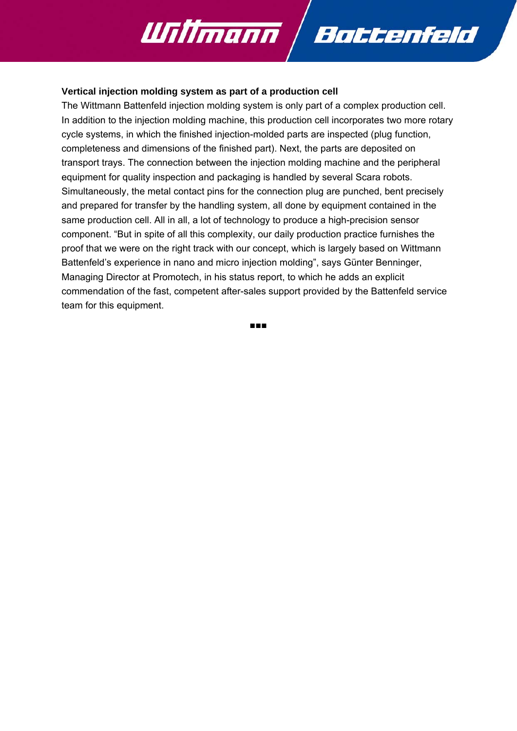**Vertical injection molding system as part of a production cell**

The Wittmann Battenfeld injection molding system is only part of a complex production cell. In addition to the injection molding machine, this production cell incorporates two more rotary cycle systems, in which the finished injection-molded parts are inspected (plug function, completeness and dimensions of the finished part). Next, the parts are deposited on transport trays. The connection between the injection molding machine and the peripheral equipment for quality inspection and packaging is handled by several Scara robots. Simultaneously, the metal contact pins for the connection plug are punched, bent precisely and prepared for transfer by the handling system, all done by equipment contained in the same production cell. All in all, a lot of technology to produce a high-precision sensor component. "But in spite of all this complexity, our daily production practice furnishes the proof that we were on the right track with our concept, which is largely based on Wittmann Battenfeld's experience in nano and micro injection molding", says Günter Benninger, Managing Director at Promotech, in his status report, to which he adds an explicit commendation of the fast, competent after-sales support provided by the Battenfeld service team for this equipment.

■■■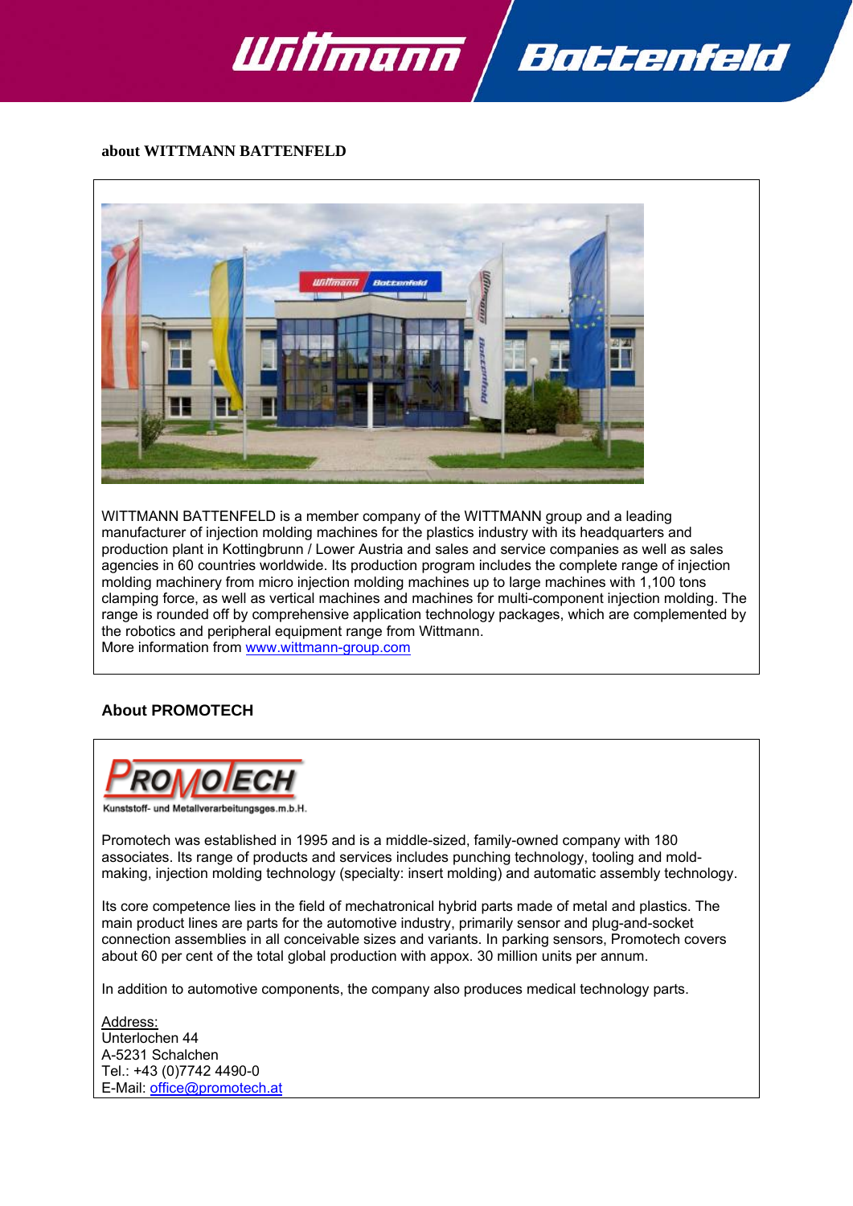## about WITTMANN BATTENFELD

WITTMANN BATTENFELD is a member company of the WITTMANN group and a leading manufacturer of injection molding machines for the plastics industry with its headquarters and production plant in Kottingbrunn / Lower Austria and sales and service companies as well as sales agencies in 60 countries worldwide. Its production program includes the complete range of injection molding machinery from micro injection molding machines up to large machines with 1,100 tons clamping force, as well as vertical machines and machines for multi-component injection molding. The range is rounded off by comprehensive application technology packages, which are complemented by the robotics and peripheral equipment range from Wittmann.
More information from www.wittmann-group.com

## About PROMOTECH

PROMOTECH
Kunststoff- und Metallverarbeitungsges.m.b.H.

Promotech was established in 1995 and is a middle-sized, family-owned company with 180 associates. Its range of products and services includes punching technology, tooling and mold-making, injection molding technology (specialty: insert molding) and automatic assembly technology.

Its core competence lies in the field of mechatronical hybrid parts made of metal and plastics. The main product lines are parts for the automotive industry, primarily sensor and plug-and-socket connection assemblies in all conceivable sizes and variants. In parking sensors, Promotech covers about 60 per cent of the total global production with appox. 30 million units per annum.

In addition to automotive components, the company also produces medical technology parts.

Address:
Unterlochen 44
A-5231 Schalchen
Tel.: +43 (0)7742 4490-0
E-Mail: office@promotech.at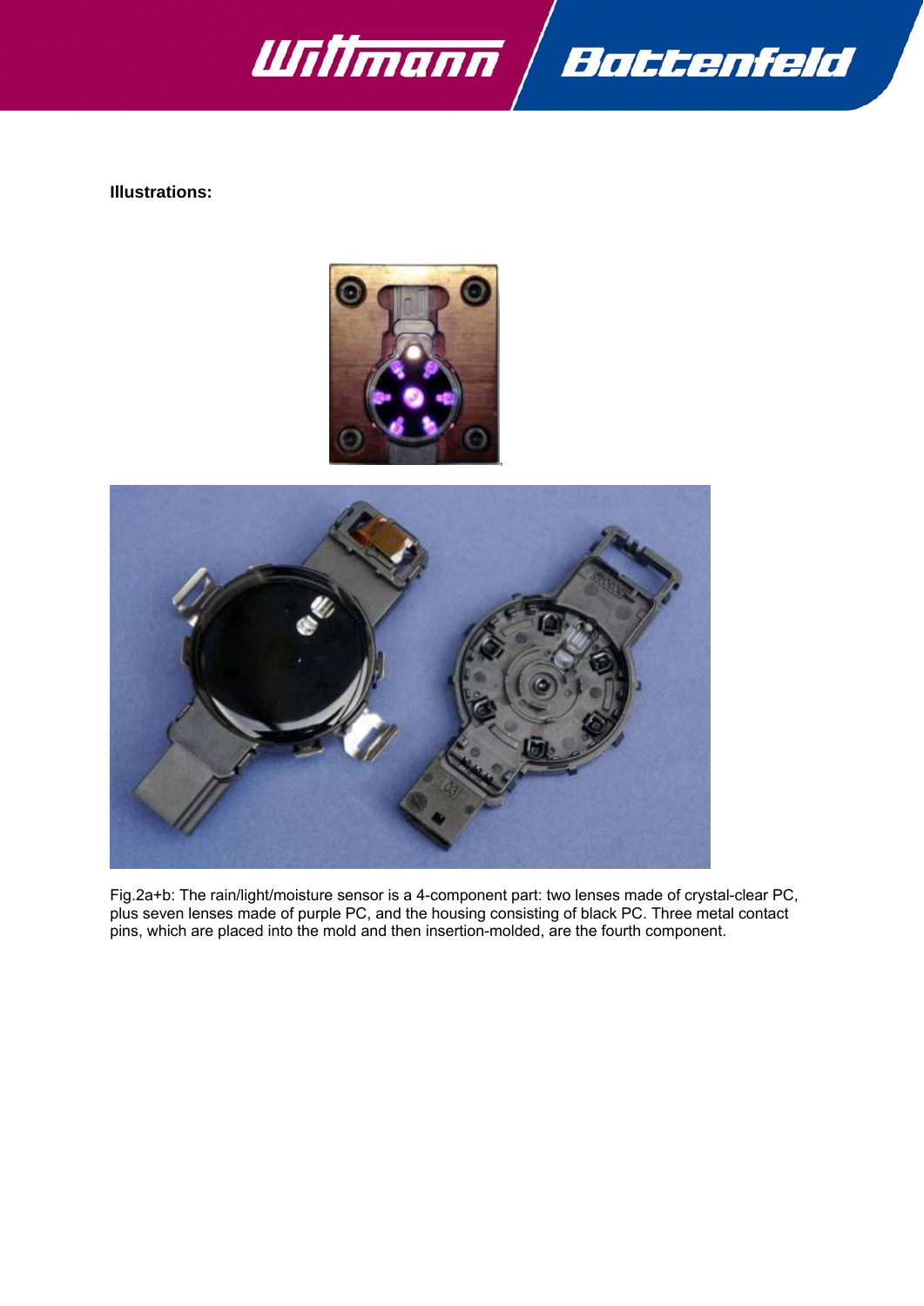**Illustrations:**

Fig.2a+b: The rain/light/moisture sensor is a 4-component part: two lenses made of crystal-clear PC, plus seven lenses made of purple PC, and the housing consisting of black PC. Three metal contact pins, which are placed into the mold and then insertion-molded, are the fourth component.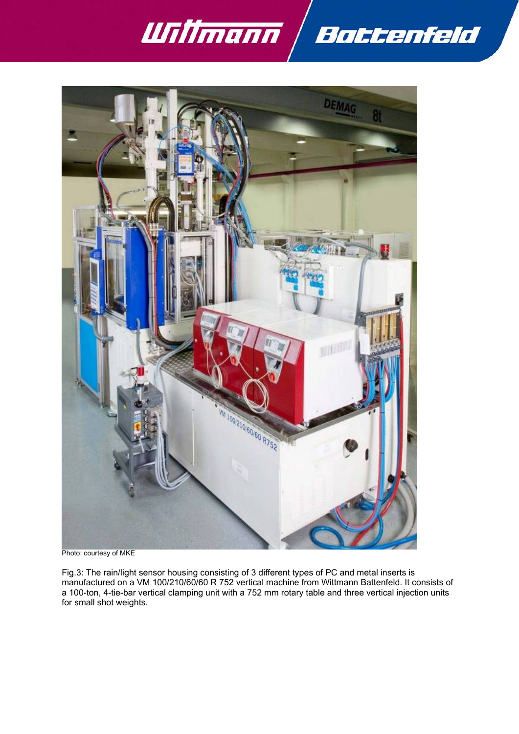Photo: courtesy of MKE

Fig.3: The rain/light sensor housing consisting of 3 different types of PC and metal inserts is manufactured on a VM 100/210/60/60 R 752 vertical machine from Wittmann Battenfeld. It consists of a 100-ton, 4-tie-bar vertical clamping unit with a 752 mm rotary table and three vertical injection units for small shot weights.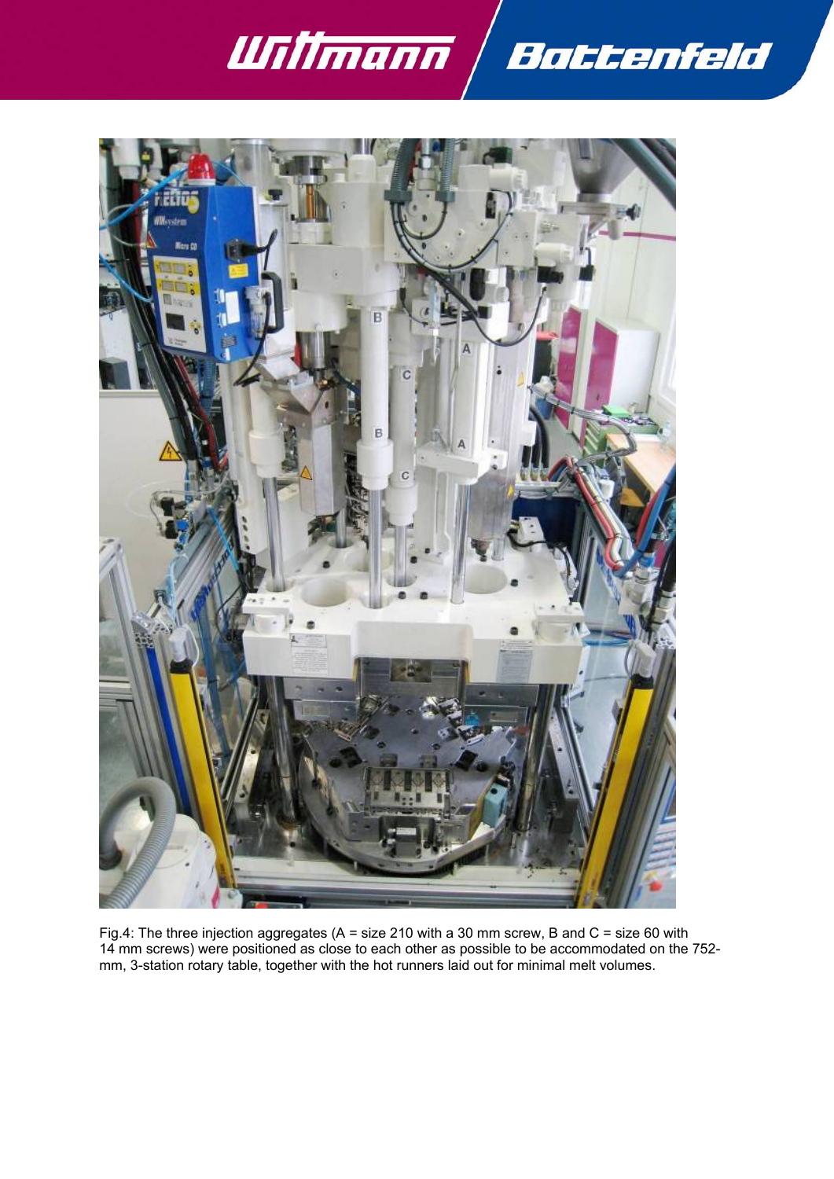Fig.4: The three injection aggregates (A = size 210 with a 30 mm screw, B and C = size 60 with 14 mm screws) were positioned as close to each other as possible to be accommodated on the 752-mm, 3-station rotary table, together with the hot runners laid out for minimal melt volumes.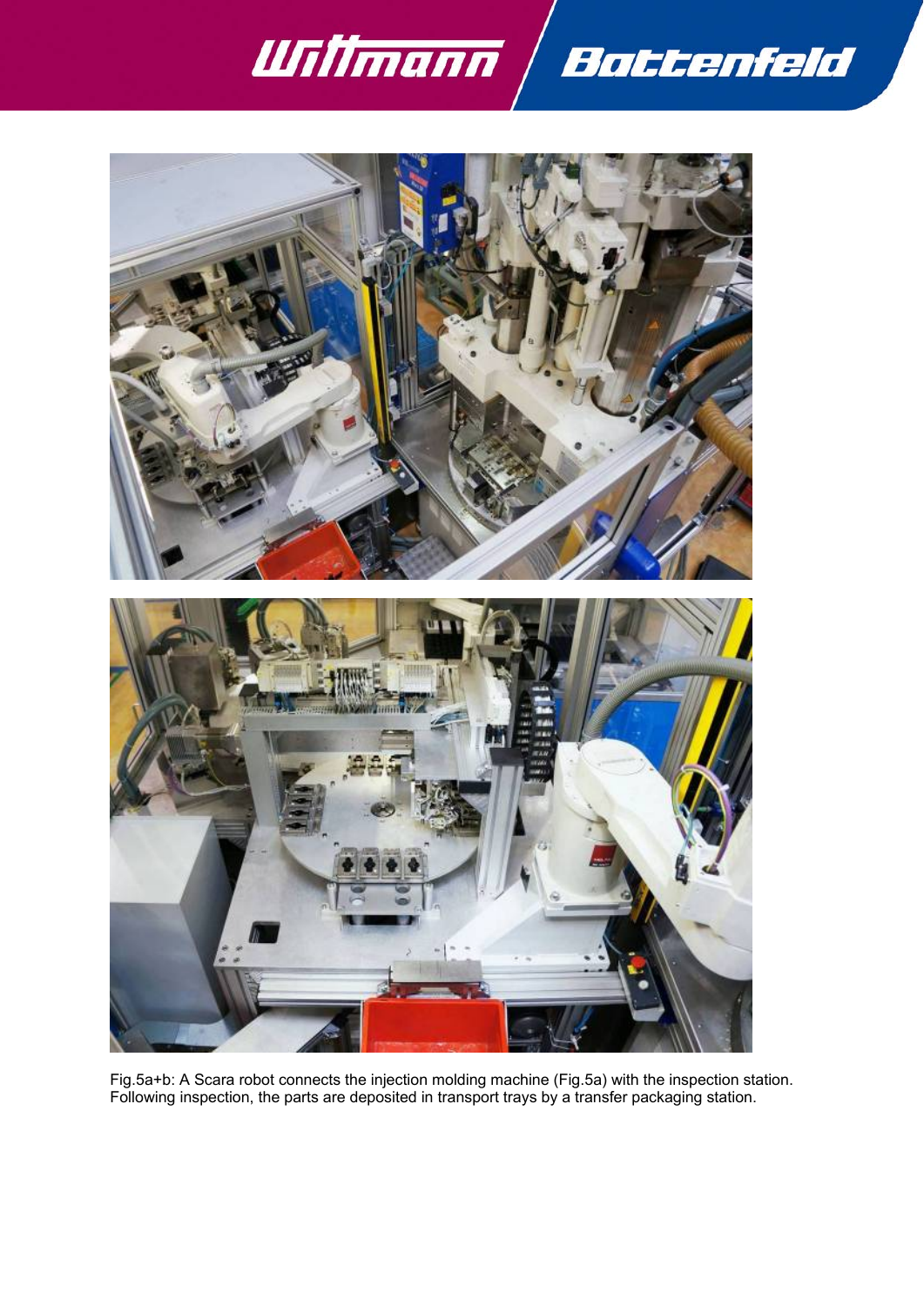Fig.5a+b: A Scara robot connects the injection molding machine (Fig.5a) with the inspection station. Following inspection, the parts are deposited in transport trays by a transfer packaging station.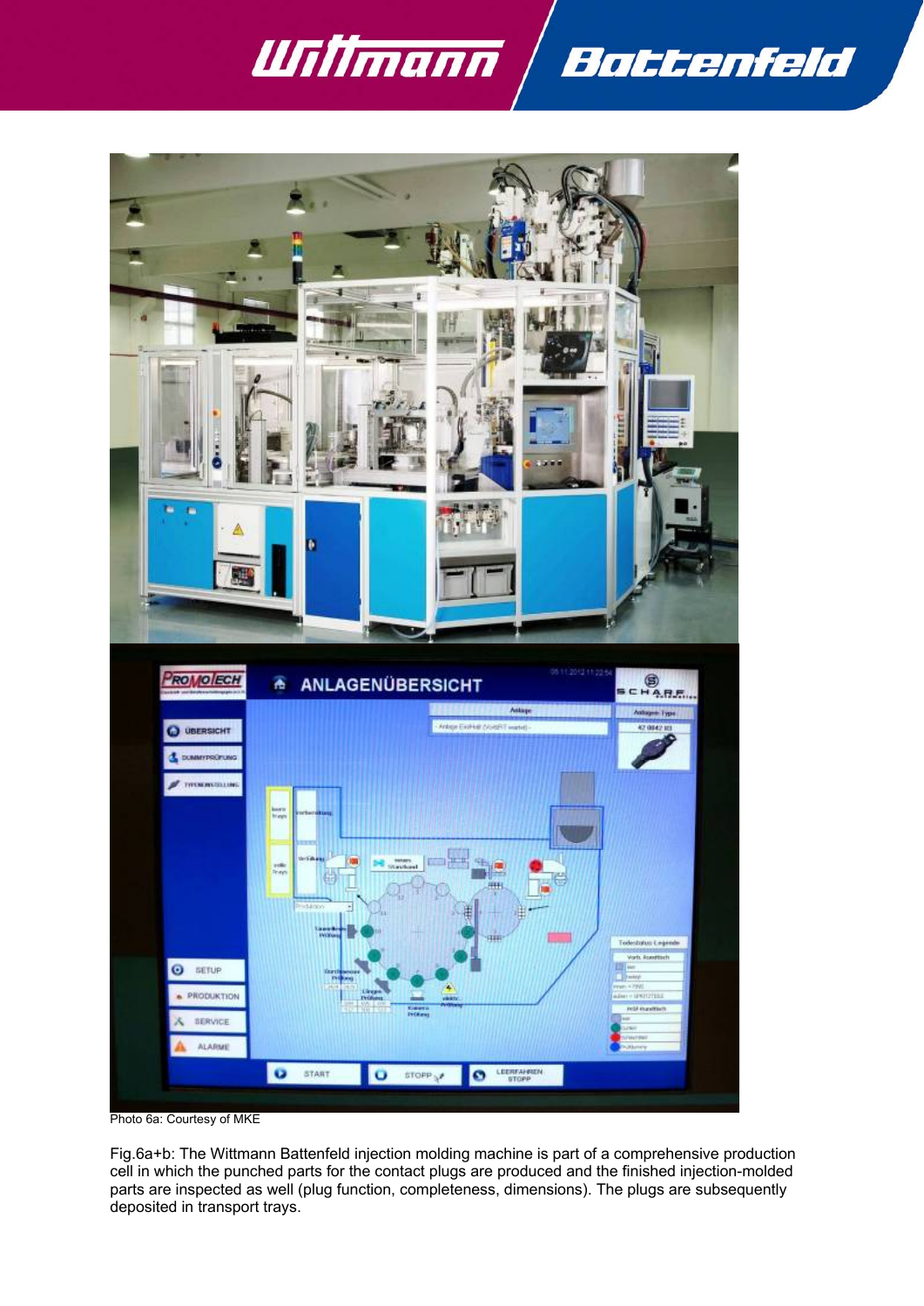Photo 6a: Courtesy of MKE

Fig.6a+b: The Wittmann Battenfeld injection molding machine is part of a comprehensive production cell in which the punched parts for the contact plugs are produced and the finished injection-molded parts are inspected as well (plug function, completeness, dimensions). The plugs are subsequently deposited in transport trays.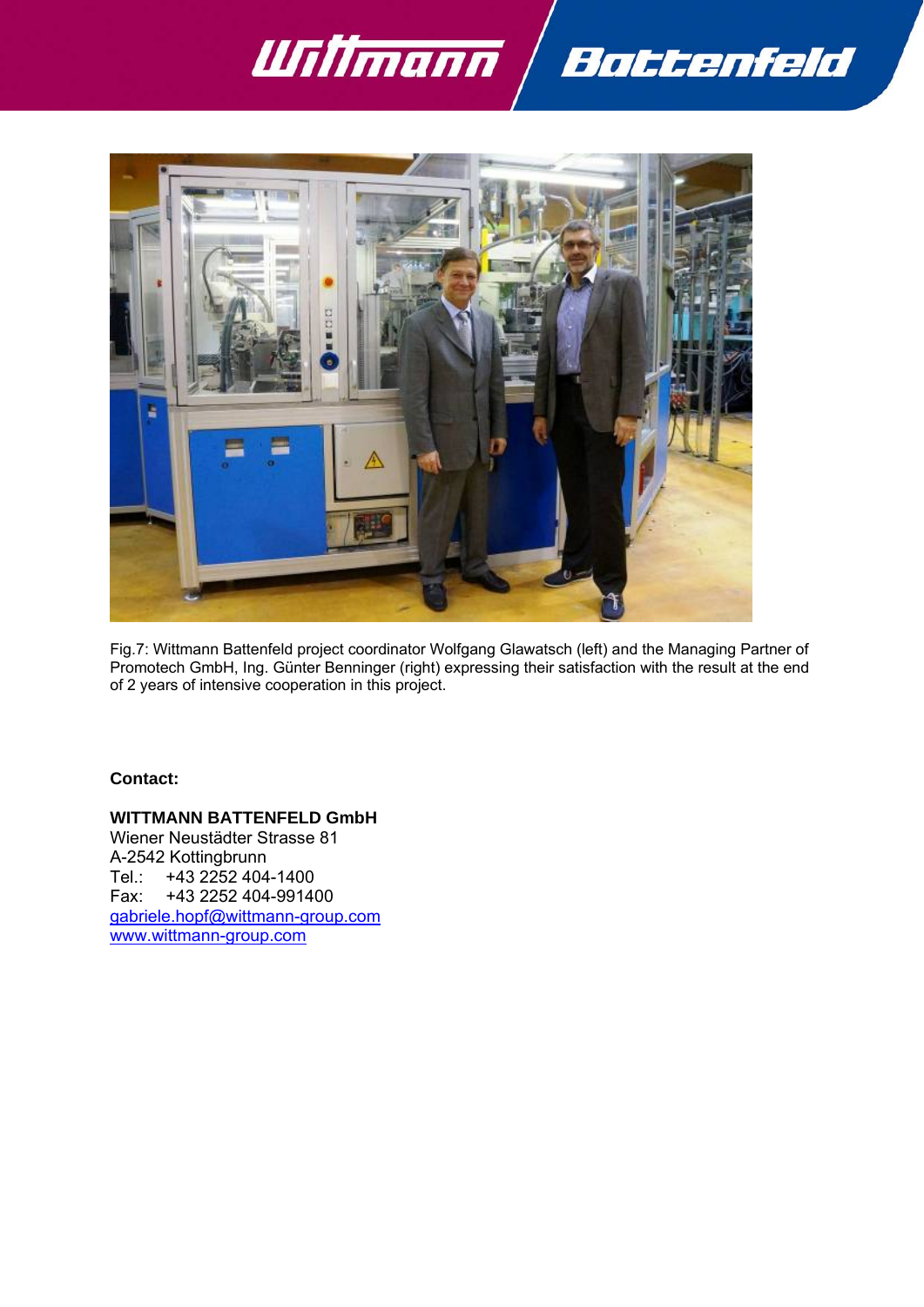Fig.7: Wittmann Battenfeld project coordinator Wolfgang Glawatsch (left) and the Managing Partner of Promotech GmbH, Ing. Günter Benninger (right) expressing their satisfaction with the result at the end of 2 years of intensive cooperation in this project.

**Contact:**

**WITTMANN BATTENFELD GmbH**
Wiener Neustädter Strasse 81
A-2542 Kottingbrunn
Tel.: +43 2252 404-1400
Fax: +43 2252 404-991400
gabriele.hopf@wittmann-group.com
www.wittmann-group.com